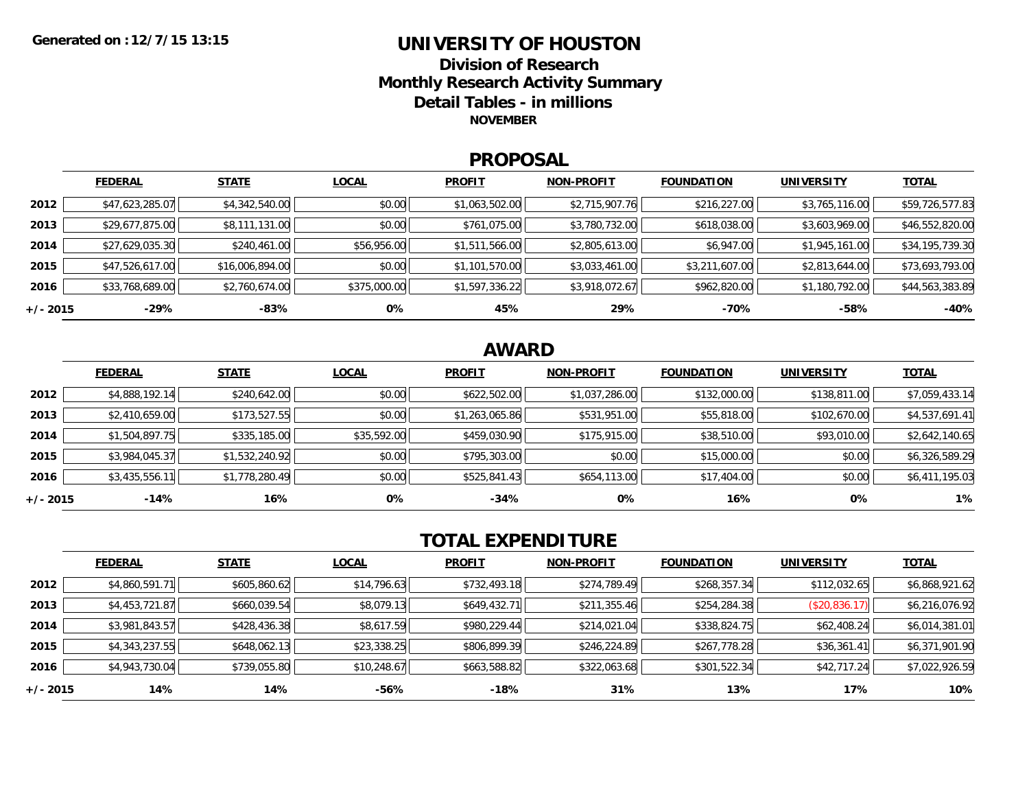Generated on :12/7/15 13:15

# UNIVERSITY OF HOUSTON

## Division of Research

## Monthly Research Activity Summary

## Detail Tables - in millions

**NOVEMBER**

## PROPOSAL

| | FEDERAL | STATE | LOCAL | PROFIT | NON-PROFIT | FOUNDATION | UNIVERSITY | TOTAL |
|---|---|---|---|---|---|---|---|---|
| 2012 | $47,623,285.07 | $4,342,540.00 | $0.00 | $1,063,502.00 | $2,715,907.76 | $216,227.00 | $3,765,116.00 | $59,726,577.83 |
| 2013 | $29,677,875.00 | $8,111,131.00 | $0.00 | $761,075.00 | $3,780,732.00 | $618,038.00 | $3,603,969.00 | $46,552,820.00 |
| 2014 | $27,629,035.30 | $240,461.00 | $56,956.00 | $1,511,566.00 | $2,805,613.00 | $6,947.00 | $1,945,161.00 | $34,195,739.30 |
| 2015 | $47,526,617.00 | $16,006,894.00 | $0.00 | $1,101,570.00 | $3,033,461.00 | $3,211,607.00 | $2,813,644.00 | $73,693,793.00 |
| 2016 | $33,768,689.00 | $2,760,674.00 | $375,000.00 | $1,597,336.22 | $3,918,072.67 | $962,820.00 | $1,180,792.00 | $44,563,383.89 |
| +/- 2015 | -29% | -83% | 0% | 45% | 29% | -70% | -58% | -40% |

## AWARD

| | FEDERAL | STATE | LOCAL | PROFIT | NON-PROFIT | FOUNDATION | UNIVERSITY | TOTAL |
|---|---|---|---|---|---|---|---|---|
| 2012 | $4,888,192.14 | $240,642.00 | $0.00 | $622,502.00 | $1,037,286.00 | $132,000.00 | $138,811.00 | $7,059,433.14 |
| 2013 | $2,410,659.00 | $173,527.55 | $0.00 | $1,263,065.86 | $531,951.00 | $55,818.00 | $102,670.00 | $4,537,691.41 |
| 2014 | $1,504,897.75 | $335,185.00 | $35,592.00 | $459,030.90 | $175,915.00 | $38,510.00 | $93,010.00 | $2,642,140.65 |
| 2015 | $3,984,045.37 | $1,532,240.92 | $0.00 | $795,303.00 | $0.00 | $15,000.00 | $0.00 | $6,326,589.29 |
| 2016 | $3,435,556.11 | $1,778,280.49 | $0.00 | $525,841.43 | $654,113.00 | $17,404.00 | $0.00 | $6,411,195.03 |
| +/- 2015 | -14% | 16% | 0% | -34% | 0% | 16% | 0% | 1% |

## TOTAL EXPENDITURE

| | FEDERAL | STATE | LOCAL | PROFIT | NON-PROFIT | FOUNDATION | UNIVERSITY | TOTAL |
|---|---|---|---|---|---|---|---|---|
| 2012 | $4,860,591.71 | $605,860.62 | $14,796.63 | $732,493.18 | $274,789.49 | $268,357.34 | $112,032.65 | $6,868,921.62 |
| 2013 | $4,453,721.87 | $660,039.54 | $8,079.13 | $649,432.71 | $211,355.46 | $254,284.38 | ($20,836.17) | $6,216,076.92 |
| 2014 | $3,981,843.57 | $428,436.38 | $8,617.59 | $980,229.44 | $214,021.04 | $338,824.75 | $62,408.24 | $6,014,381.01 |
| 2015 | $4,343,237.55 | $648,062.13 | $23,338.25 | $806,899.39 | $246,224.89 | $267,778.28 | $36,361.41 | $6,371,901.90 |
| 2016 | $4,943,730.04 | $739,055.80 | $10,248.67 | $663,588.82 | $322,063.68 | $301,522.34 | $42,717.24 | $7,022,926.59 |
| +/- 2015 | 14% | 14% | -56% | -18% | 31% | 13% | 17% | 10% |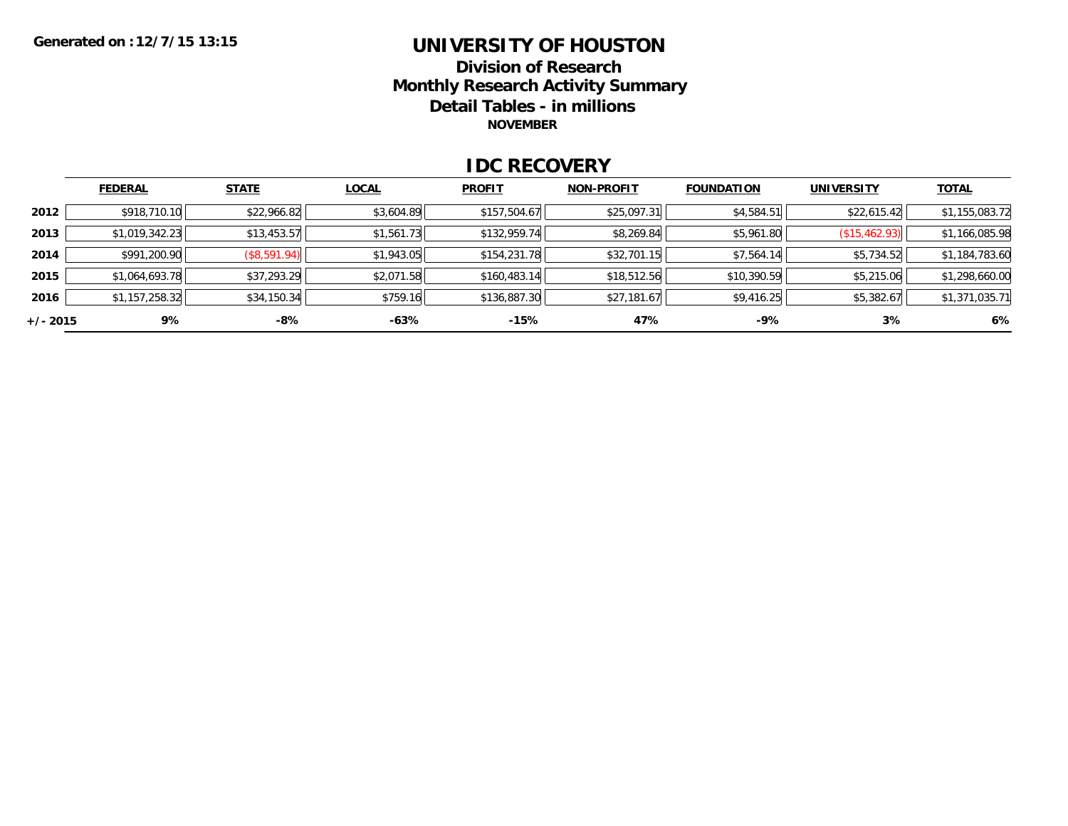**Generated on : 12/7/15 13:15**

# UNIVERSITY OF HOUSTON

## Division of Research

## Monthly Research Activity Summary

## Detail Tables - in millions

**NOVEMBER**

## IDC RECOVERY

| | FEDERAL | STATE | LOCAL | PROFIT | NON-PROFIT | FOUNDATION | UNIVERSITY | TOTAL |
|---|---|---|---|---|---|---|---|---|
| **2012** | $918,710.10 | $22,966.82 | $3,604.89 | $157,504.67 | $25,097.31 | $4,584.51 | $22,615.42 | $1,155,083.72 |
| **2013** | $1,019,342.23 | $13,453.57 | $1,561.73 | $132,959.74 | $8,269.84 | $5,961.80 | ($15,462.93) | $1,166,085.98 |
| **2014** | $991,200.90 | ($8,591.94) | $1,943.05 | $154,231.78 | $32,701.15 | $7,564.14 | $5,734.52 | $1,184,783.60 |
| **2015** | $1,064,693.78 | $37,293.29 | $2,071.58 | $160,483.14 | $18,512.56 | $10,390.59 | $5,215.06 | $1,298,660.00 |
| **2016** | $1,157,258.32 | $34,150.34 | $759.16 | $136,887.30 | $27,181.67 | $9,416.25 | $5,382.67 | $1,371,035.71 |
| **+/- 2015** | **9%** | **-8%** | **-63%** | **-15%** | **47%** | **-9%** | **3%** | **6%** |